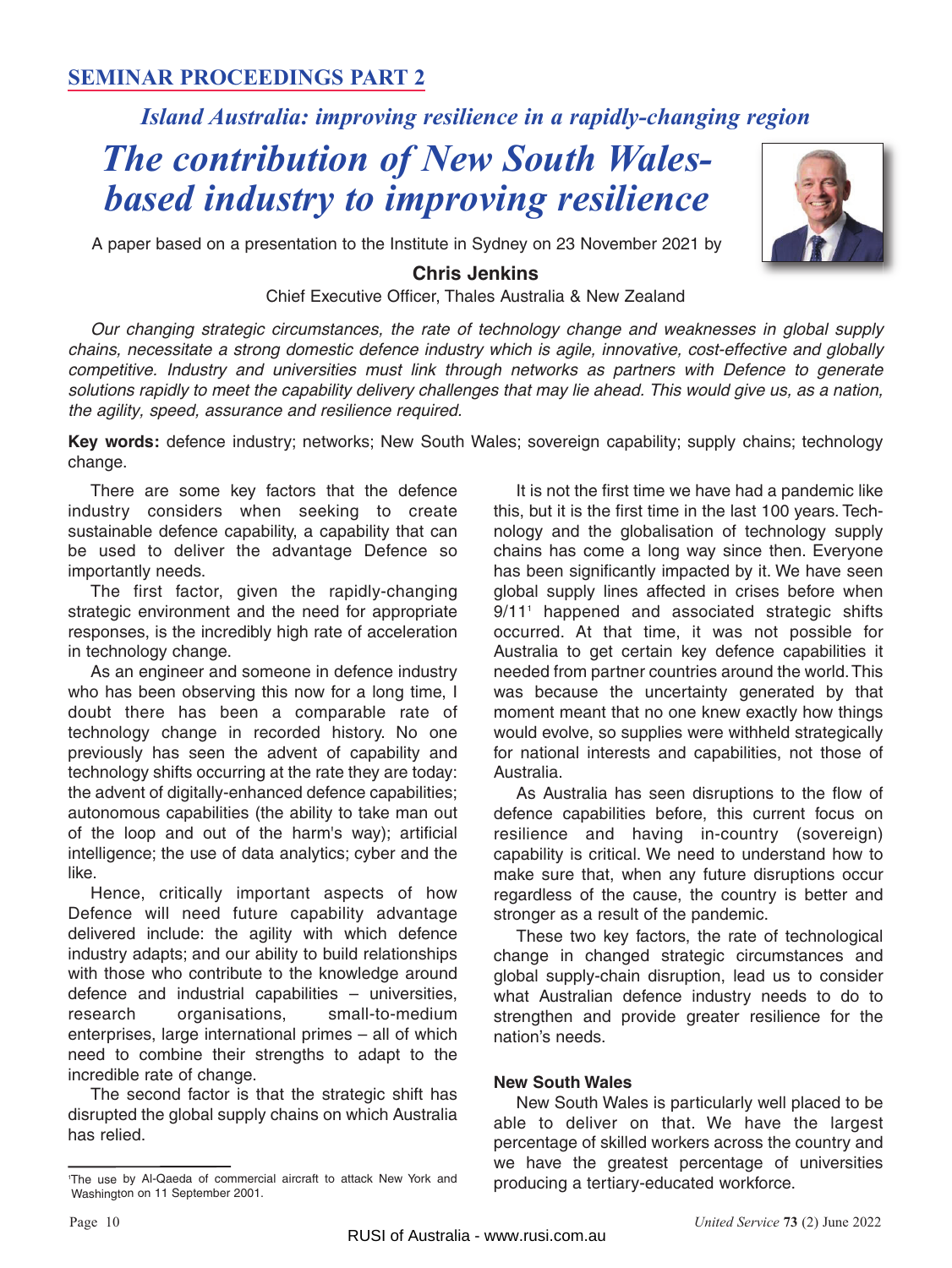## SEMINAR PROCEEDINGS PART 2

*Island Australia: improving resilience in a rapidly-changing region*

# *The contribution of New South Wales-based industry to improving resilience*

A paper based on a presentation to the Institute in Sydney on 23 November 2021 by

**Chris Jenkins**

Chief Executive Officer, Thales Australia & New Zealand

*Our changing strategic circumstances, the rate of technology change and weaknesses in global supply chains, necessitate a strong domestic defence industry which is agile, innovative, cost-effective and globally competitive. Industry and universities must link through networks as partners with Defence to generate solutions rapidly to meet the capability delivery challenges that may lie ahead. This would give us, as a nation, the agility, speed, assurance and resilience required.*

**Key words:** defence industry; networks; New South Wales; sovereign capability; supply chains; technology change.

There are some key factors that the defence industry considers when seeking to create sustainable defence capability, a capability that can be used to deliver the advantage Defence so importantly needs.

The first factor, given the rapidly-changing strategic environment and the need for appropriate responses, is the incredibly high rate of acceleration in technology change.

As an engineer and someone in defence industry who has been observing this now for a long time, I doubt there has been a comparable rate of technology change in recorded history. No one previously has seen the advent of capability and technology shifts occurring at the rate they are today: the advent of digitally-enhanced defence capabilities; autonomous capabilities (the ability to take man out of the loop and out of the harm's way); artificial intelligence; the use of data analytics; cyber and the like.

Hence, critically important aspects of how Defence will need future capability advantage delivered include: the agility with which defence industry adapts; and our ability to build relationships with those who contribute to the knowledge around defence and industrial capabilities – universities, research organisations, small-to-medium enterprises, large international primes – all of which need to combine their strengths to adapt to the incredible rate of change.

The second factor is that the strategic shift has disrupted the global supply chains on which Australia has relied.

It is not the first time we have had a pandemic like this, but it is the first time in the last 100 years. Technology and the globalisation of technology supply chains has come a long way since then. Everyone has been significantly impacted by it. We have seen global supply lines affected in crises before when 9/11[1] happened and associated strategic shifts occurred. At that time, it was not possible for Australia to get certain key defence capabilities it needed from partner countries around the world. This was because the uncertainty generated by that moment meant that no one knew exactly how things would evolve, so supplies were withheld strategically for national interests and capabilities, not those of Australia.

As Australia has seen disruptions to the flow of defence capabilities before, this current focus on resilience and having in-country (sovereign) capability is critical. We need to understand how to make sure that, when any future disruptions occur regardless of the cause, the country is better and stronger as a result of the pandemic.

These two key factors, the rate of technological change in changed strategic circumstances and global supply-chain disruption, lead us to consider what Australian defence industry needs to do to strengthen and provide greater resilience for the nation's needs.

### New South Wales

New South Wales is particularly well placed to be able to deliver on that. We have the largest percentage of skilled workers across the country and we have the greatest percentage of universities producing a tertiary-educated workforce.

[1] The use by Al-Qaeda of commercial aircraft to attack New York and Washington on 11 September 2001.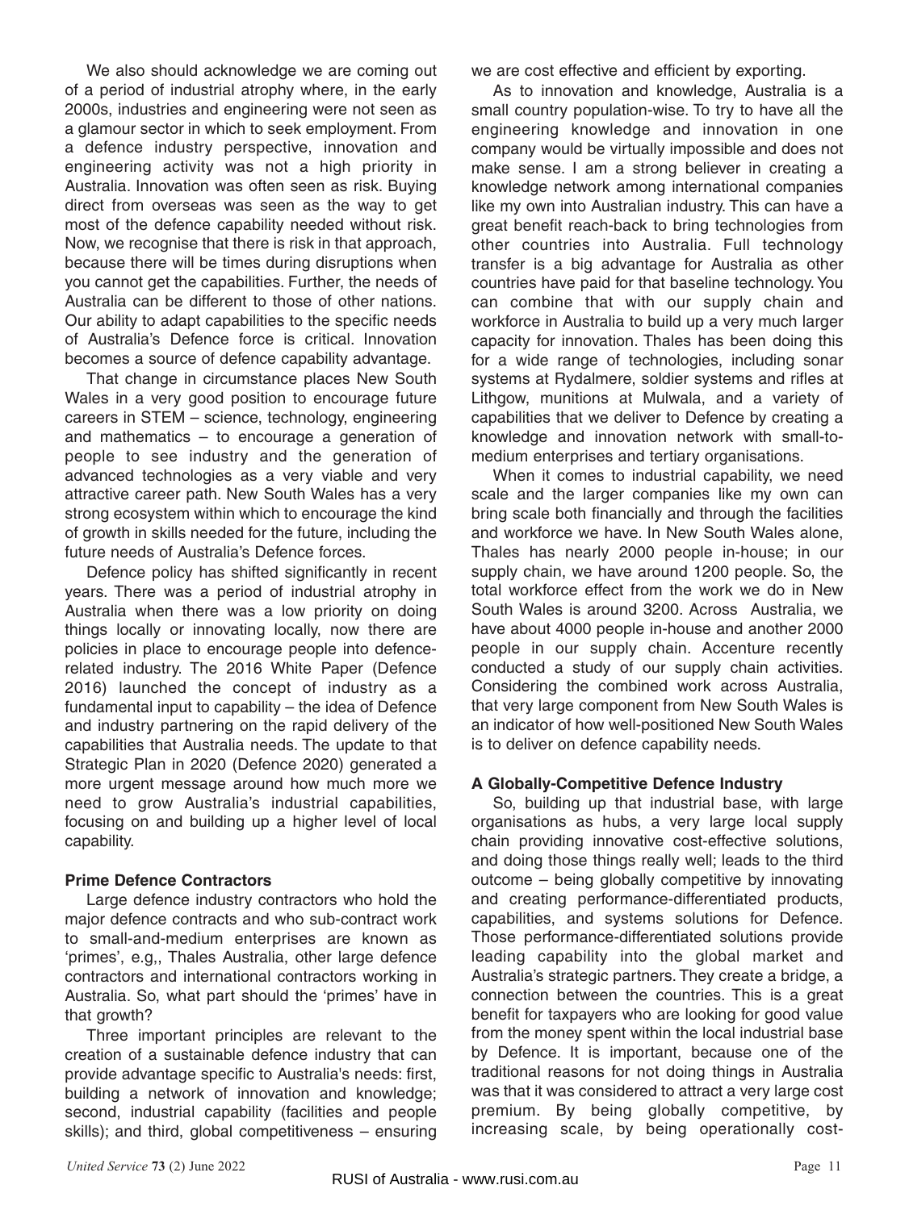We also should acknowledge we are coming out of a period of industrial atrophy where, in the early 2000s, industries and engineering were not seen as a glamour sector in which to seek employment. From a defence industry perspective, innovation and engineering activity was not a high priority in Australia. Innovation was often seen as risk. Buying direct from overseas was seen as the way to get most of the defence capability needed without risk. Now, we recognise that there is risk in that approach, because there will be times during disruptions when you cannot get the capabilities. Further, the needs of Australia can be different to those of other nations. Our ability to adapt capabilities to the specific needs of Australia's Defence force is critical. Innovation becomes a source of defence capability advantage.

That change in circumstance places New South Wales in a very good position to encourage future careers in STEM – science, technology, engineering and mathematics – to encourage a generation of people to see industry and the generation of advanced technologies as a very viable and very attractive career path. New South Wales has a very strong ecosystem within which to encourage the kind of growth in skills needed for the future, including the future needs of Australia's Defence forces.

Defence policy has shifted significantly in recent years. There was a period of industrial atrophy in Australia when there was a low priority on doing things locally or innovating locally, now there are policies in place to encourage people into defence-related industry. The 2016 White Paper (Defence 2016) launched the concept of industry as a fundamental input to capability – the idea of Defence and industry partnering on the rapid delivery of the capabilities that Australia needs. The update to that Strategic Plan in 2020 (Defence 2020) generated a more urgent message around how much more we need to grow Australia's industrial capabilities, focusing on and building up a higher level of local capability.

### Prime Defence Contractors

Large defence industry contractors who hold the major defence contracts and who sub-contract work to small-and-medium enterprises are known as 'primes', e.g,, Thales Australia, other large defence contractors and international contractors working in Australia. So, what part should the 'primes' have in that growth?

Three important principles are relevant to the creation of a sustainable defence industry that can provide advantage specific to Australia's needs: first, building a network of innovation and knowledge; second, industrial capability (facilities and people skills); and third, global competitiveness – ensuring we are cost effective and efficient by exporting.

As to innovation and knowledge, Australia is a small country population-wise. To try to have all the engineering knowledge and innovation in one company would be virtually impossible and does not make sense. I am a strong believer in creating a knowledge network among international companies like my own into Australian industry. This can have a great benefit reach-back to bring technologies from other countries into Australia. Full technology transfer is a big advantage for Australia as other countries have paid for that baseline technology. You can combine that with our supply chain and workforce in Australia to build up a very much larger capacity for innovation. Thales has been doing this for a wide range of technologies, including sonar systems at Rydalmere, soldier systems and rifles at Lithgow, munitions at Mulwala, and a variety of capabilities that we deliver to Defence by creating a knowledge and innovation network with small-to-medium enterprises and tertiary organisations.

When it comes to industrial capability, we need scale and the larger companies like my own can bring scale both financially and through the facilities and workforce we have. In New South Wales alone, Thales has nearly 2000 people in-house; in our supply chain, we have around 1200 people. So, the total workforce effect from the work we do in New South Wales is around 3200. Across Australia, we have about 4000 people in-house and another 2000 people in our supply chain. Accenture recently conducted a study of our supply chain activities. Considering the combined work across Australia, that very large component from New South Wales is an indicator of how well-positioned New South Wales is to deliver on defence capability needs.

### A Globally-Competitive Defence Industry

So, building up that industrial base, with large organisations as hubs, a very large local supply chain providing innovative cost-effective solutions, and doing those things really well; leads to the third outcome – being globally competitive by innovating and creating performance-differentiated products, capabilities, and systems solutions for Defence. Those performance-differentiated solutions provide leading capability into the global market and Australia's strategic partners. They create a bridge, a connection between the countries. This is a great benefit for taxpayers who are looking for good value from the money spent within the local industrial base by Defence. It is important, because one of the traditional reasons for not doing things in Australia was that it was considered to attract a very large cost premium. By being globally competitive, by increasing scale, by being operationally cost-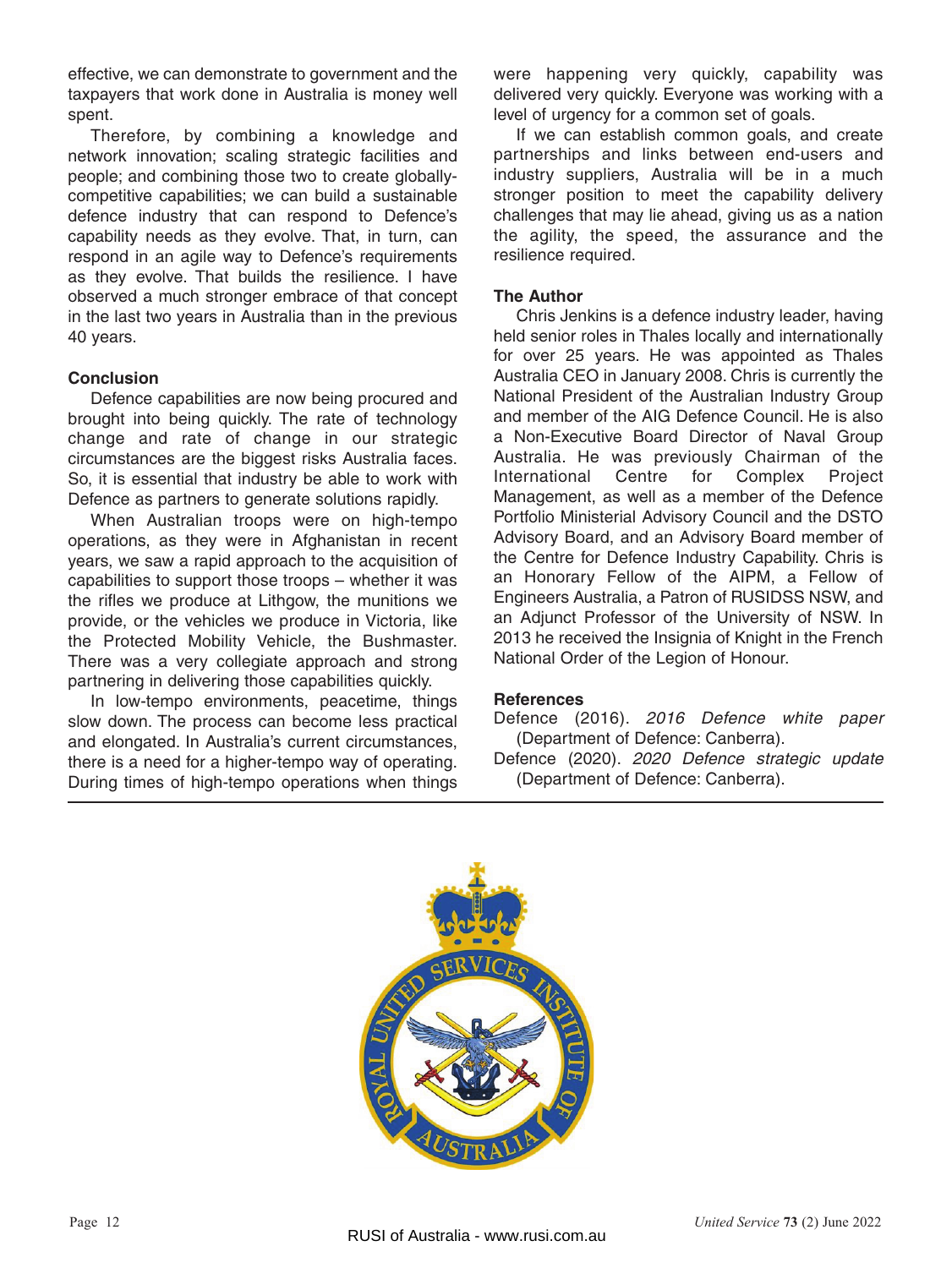effective, we can demonstrate to government and the taxpayers that work done in Australia is money well spent.

Therefore, by combining a knowledge and network innovation; scaling strategic facilities and people; and combining those two to create globally-competitive capabilities; we can build a sustainable defence industry that can respond to Defence's capability needs as they evolve. That, in turn, can respond in an agile way to Defence's requirements as they evolve. That builds the resilience. I have observed a much stronger embrace of that concept in the last two years in Australia than in the previous 40 years.

### Conclusion

Defence capabilities are now being procured and brought into being quickly. The rate of technology change and rate of change in our strategic circumstances are the biggest risks Australia faces. So, it is essential that industry be able to work with Defence as partners to generate solutions rapidly.

When Australian troops were on high-tempo operations, as they were in Afghanistan in recent years, we saw a rapid approach to the acquisition of capabilities to support those troops – whether it was the rifles we produce at Lithgow, the munitions we provide, or the vehicles we produce in Victoria, like the Protected Mobility Vehicle, the Bushmaster. There was a very collegiate approach and strong partnering in delivering those capabilities quickly.

In low-tempo environments, peacetime, things slow down. The process can become less practical and elongated. In Australia's current circumstances, there is a need for a higher-tempo way of operating. During times of high-tempo operations when things were happening very quickly, capability was delivered very quickly. Everyone was working with a level of urgency for a common set of goals.

If we can establish common goals, and create partnerships and links between end-users and industry suppliers, Australia will be in a much stronger position to meet the capability delivery challenges that may lie ahead, giving us as a nation the agility, the speed, the assurance and the resilience required.

### The Author

Chris Jenkins is a defence industry leader, having held senior roles in Thales locally and internationally for over 25 years. He was appointed as Thales Australia CEO in January 2008. Chris is currently the National President of the Australian Industry Group and member of the AIG Defence Council. He is also a Non-Executive Board Director of Naval Group Australia. He was previously Chairman of the International Centre for Complex Project Management, as well as a member of the Defence Portfolio Ministerial Advisory Council and the DSTO Advisory Board, and an Advisory Board member of the Centre for Defence Industry Capability. Chris is an Honorary Fellow of the AIPM, a Fellow of Engineers Australia, a Patron of RUSIDSS NSW, and an Adjunct Professor of the University of NSW. In 2013 he received the Insignia of Knight in the French National Order of the Legion of Honour.

### References

Defence (2016). *2016 Defence white paper* (Department of Defence: Canberra).

Defence (2020). *2020 Defence strategic update* (Department of Defence: Canberra).